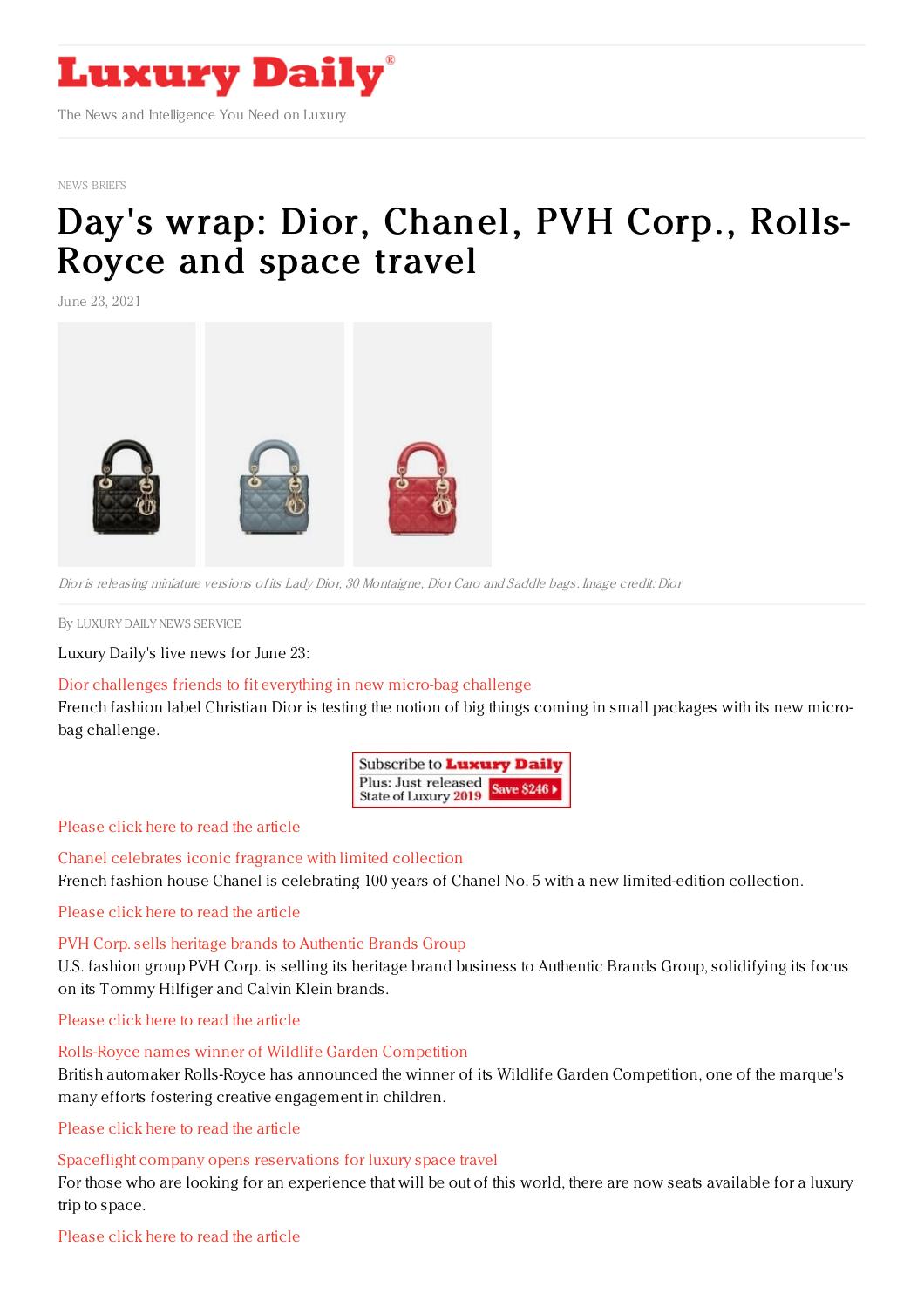NEWS BRIEFS

# Day's wrap: Dior, Chanel, PVH Corp., Rolls-Royce and space travel

June 23, 2021

*Dior is releasing miniature versions of its Lady Dior, 30 Montaigne, Dior Caro and Saddle bags. Image credit: Dior*

By LUXURY DAILY NEWS SERVICE

Luxury Daily's live news for June 23:

Dior challenges friends to fit everything in new micro-bag challenge

French fashion label Christian Dior is testing the notion of big things coming in small packages with its new micro-bag challenge.

Please click here to read the article

Chanel celebrates iconic fragrance with limited collection

French fashion house Chanel is celebrating 100 years of Chanel No. 5 with a new limited-edition collection.

Please click here to read the article

PVH Corp. sells heritage brands to Authentic Brands Group

U.S. fashion group PVH Corp. is selling its heritage brand business to Authentic Brands Group, solidifying its focus on its Tommy Hilfiger and Calvin Klein brands.

Please click here to read the article

Rolls-Royce names winner of Wildlife Garden Competition

British automaker Rolls-Royce has announced the winner of its Wildlife Garden Competition, one of the marque's many efforts fostering creative engagement in children.

Please click here to read the article

Spaceflight company opens reservations for luxury space travel

For those who are looking for an experience that will be out of this world, there are now seats available for a luxury trip to space.

Please click here to read the article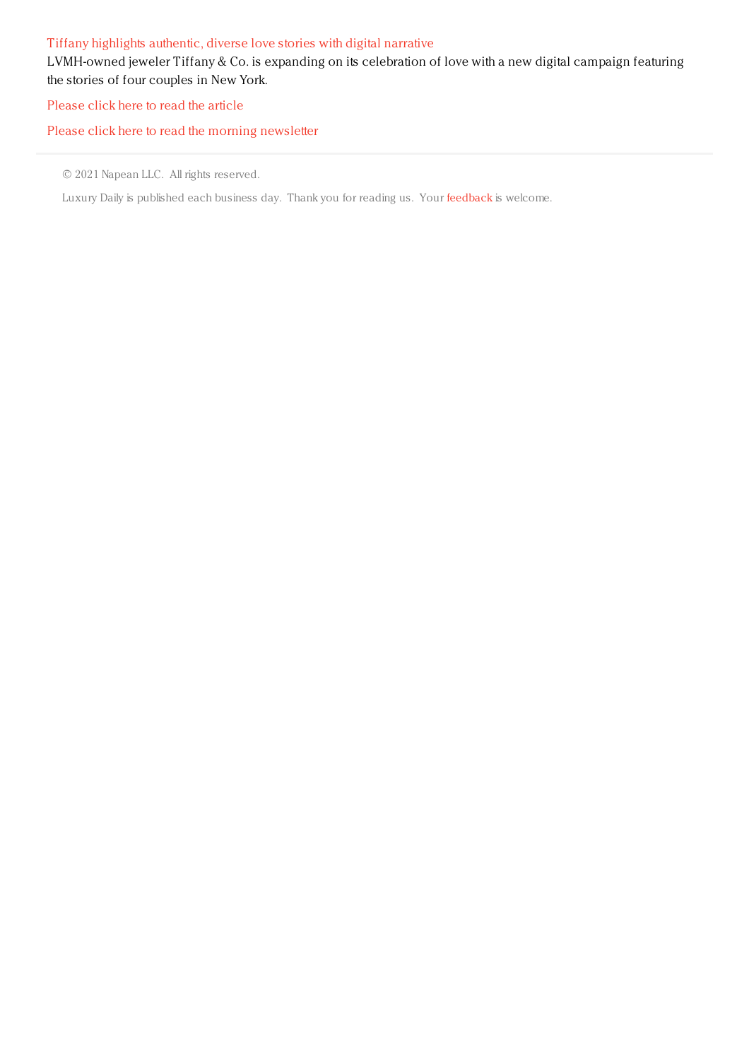Tiffany highlights authentic, diverse love stories with digital narrative

LVMH-owned jeweler Tiffany & Co. is expanding on its celebration of love with a new digital campaign featuring the stories of four couples in New York.

Please click here to read the article

Please click here to read the morning newsletter

---

© 2021 Napean LLC. All rights reserved.

Luxury Daily is published each business day. Thank you for reading us. Your feedback is welcome.